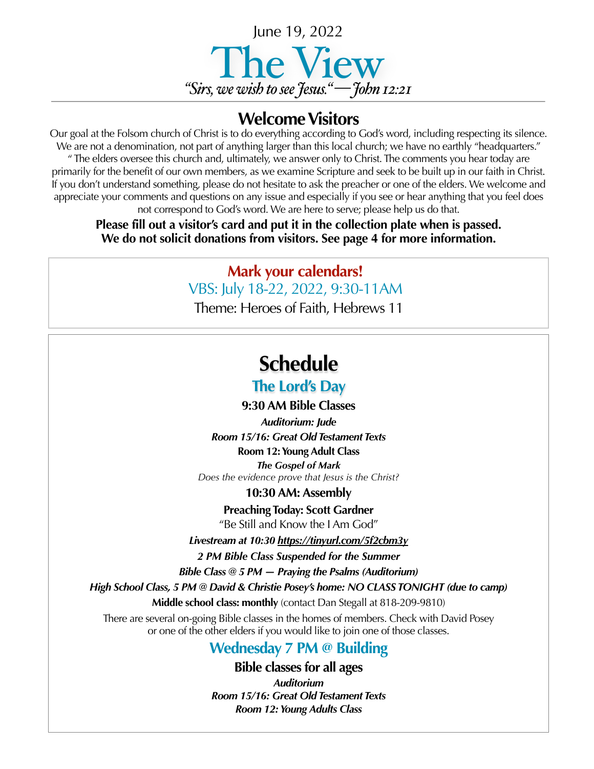June 19, 2022

# The View

*"Sirs, we wish to see Jesus."—John 12:21*

## Welcome Visitors

Our goal at the Folsom church of Christ is to do everything according to God's word, including respecting its silence. We are not a denomination, not part of anything larger than this local church; we have no earthly "headquarters." " The elders oversee this church and, ultimately, we answer only to Christ. The comments you hear today are primarily for the benefit of our own members, as we examine Scripture and seek to be built up in our faith in Christ. If you don't understand something, please do not hesitate to ask the preacher or one of the elders. We welcome and appreciate your comments and questions on any issue and especially if you see or hear anything that you feel does not correspond to God's word. We are here to serve; please help us do that.

**Please fill out a visitor's card and put it in the collection plate when is passed. We do not solicit donations from visitors. See page 4 for more information.**

**Mark your calendars!**

VBS: July 18-22, 2022, 9:30-11AM

Theme: Heroes of Faith, Hebrews 11

## Schedule

### The Lord's Day

**9:30 AM Bible Classes**

***Auditorium: Jude***

***Room 15/16: Great Old Testament Texts***

**Room 12: Young Adult Class**

***The Gospel of Mark***

*Does the evidence prove that Jesus is the Christ?*

**10:30 AM: Assembly**

**Preaching Today: Scott Gardner**

"Be Still and Know the I Am God"

***Livestream at 10:30 https://tinyurl.com/5f2cbm3y***

***2 PM Bible Class Suspended for the Summer***

***Bible Class @ 5 PM — Praying the Psalms (Auditorium)***

***High School Class, 5 PM @ David & Christie Posey's home: NO CLASS TONIGHT (due to camp)***

**Middle school class: monthly** (contact Dan Stegall at 818-209-9810)

There are several on-going Bible classes in the homes of members. Check with David Posey or one of the other elders if you would like to join one of those classes.

### Wednesday 7 PM @ Building

**Bible classes for all ages**

***Auditorium***

***Room 15/16: Great Old Testament Texts***

***Room 12: Young Adults Class***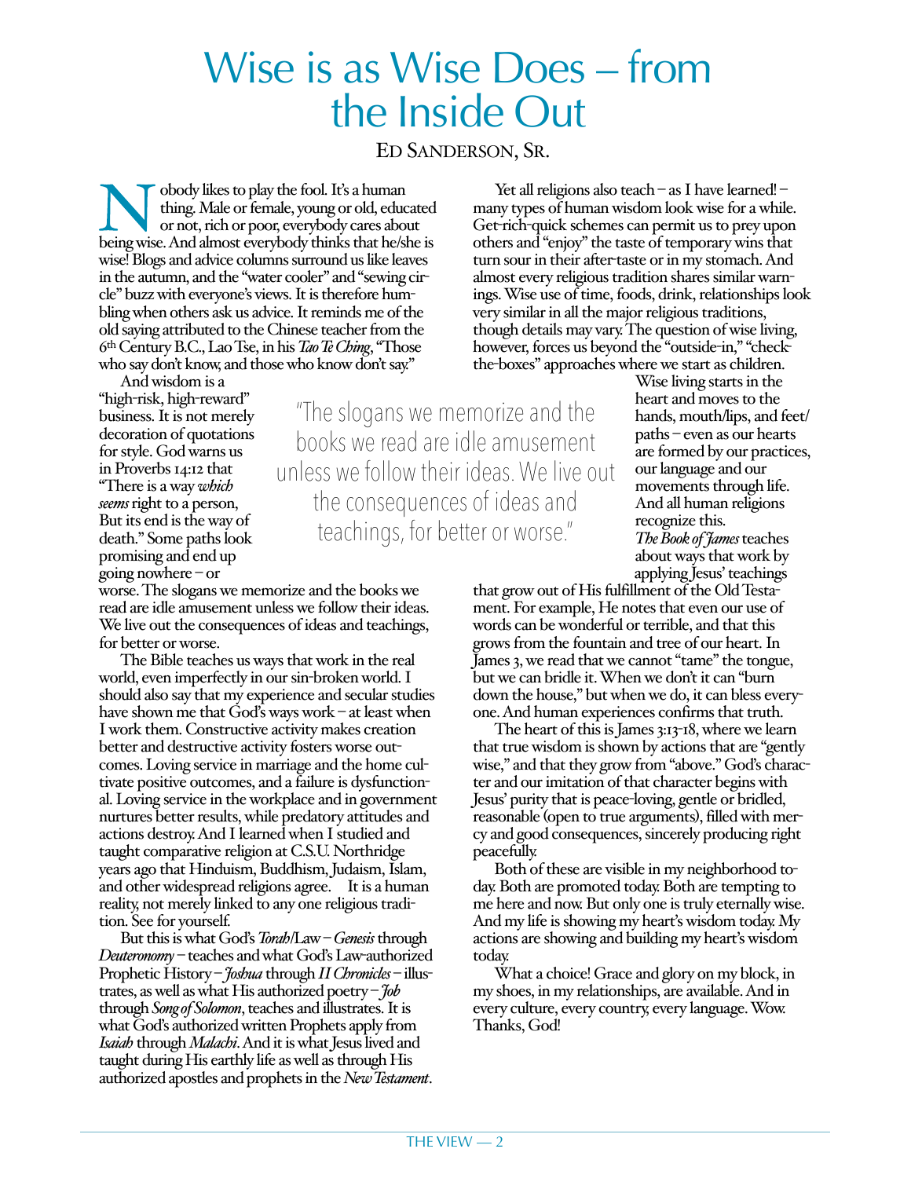# Wise is as Wise Does – from the Inside Out

Ed Sanderson, Sr.

Nobody likes to play the fool. It's a human thing. Male or female, young or old, educated or not, rich or poor, everybody cares about being wise. And almost everybody thinks that he/she is wise! Blogs and advice columns surround us like leaves in the autumn, and the "water cooler" and "sewing circle" buzz with everyone's views. It is therefore humbling when others ask us advice. It reminds me of the old saying attributed to the Chinese teacher from the 6th Century B.C., Lao Tse, in his *Tao Te Ching*, "Those who say don't know, and those who know don't say."

And wisdom is a "high-risk, high-reward" business. It is not merely decoration of quotations for style. God warns us in Proverbs 14:12 that "There is a way *which seems* right to a person, But its end is the way of death." Some paths look promising and end up going nowhere – or worse. The slogans we memorize and the books we read are idle amusement unless we follow their ideas. We live out the consequences of ideas and teachings, for better or worse.

> "The slogans we memorize and the books we read are idle amusement unless we follow their ideas. We live out the consequences of ideas and teachings, for better or worse."

The Bible teaches us ways that work in the real world, even imperfectly in our sin-broken world. I should also say that my experience and secular studies have shown me that God's ways work – at least when I work them. Constructive activity makes creation better and destructive activity fosters worse outcomes. Loving service in marriage and the home cultivate positive outcomes, and a failure is dysfunctional. Loving service in the workplace and in government nurtures better results, while predatory attitudes and actions destroy. And I learned when I studied and taught comparative religion at C.S.U. Northridge years ago that Hinduism, Buddhism, Judaism, Islam, and other widespread religions agree. It is a human reality, not merely linked to any one religious tradition. See for yourself.

But this is what God's *Torah*/Law – *Genesis* through *Deuteronomy* – teaches and what God's Law-authorized Prophetic History – *Joshua* through *II Chronicles* – illustrates, as well as what His authorized poetry – *Job* through *Song of Solomon*, teaches and illustrates. It is what God's authorized written Prophets apply from *Isaiah* through *Malachi*. And it is what Jesus lived and taught during His earthly life as well as through His authorized apostles and prophets in the *New Testament*.

Yet all religions also teach – as I have learned! – many types of human wisdom look wise for a while. Get-rich-quick schemes can permit us to prey upon others and "enjoy" the taste of temporary wins that turn sour in their after-taste or in my stomach. And almost every religious tradition shares similar warnings. Wise use of time, foods, drink, relationships look very similar in all the major religious traditions, though details may vary. The question of wise living, however, forces us beyond the "outside-in," "check-the-boxes" approaches where we start as children. Wise living starts in the heart and moves to the hands, mouth/lips, and feet/paths – even as our hearts are formed by our practices, our language and our movements through life. And all human religions recognize this.

*The Book of James* teaches about ways that work by applying Jesus' teachings that grow out of His fulfillment of the Old Testament. For example, He notes that even our use of words can be wonderful or terrible, and that this grows from the fountain and tree of our heart. In James 3, we read that we cannot "tame" the tongue, but we can bridle it. When we don't it can "burn down the house," but when we do, it can bless everyone. And human experiences confirms that truth.

The heart of this is James 3:13-18, where we learn that true wisdom is shown by actions that are "gently wise," and that they grow from "above." God's character and our imitation of that character begins with Jesus' purity that is peace-loving, gentle or bridled, reasonable (open to true arguments), filled with mercy and good consequences, sincerely producing right peacefully.

Both of these are visible in my neighborhood today. Both are promoted today. Both are tempting to me here and now. But only one is truly eternally wise. And my life is showing my heart's wisdom today. My actions are showing and building my heart's wisdom today.

What a choice! Grace and glory on my block, in my shoes, in my relationships, are available. And in every culture, every country, every language. Wow. Thanks, God!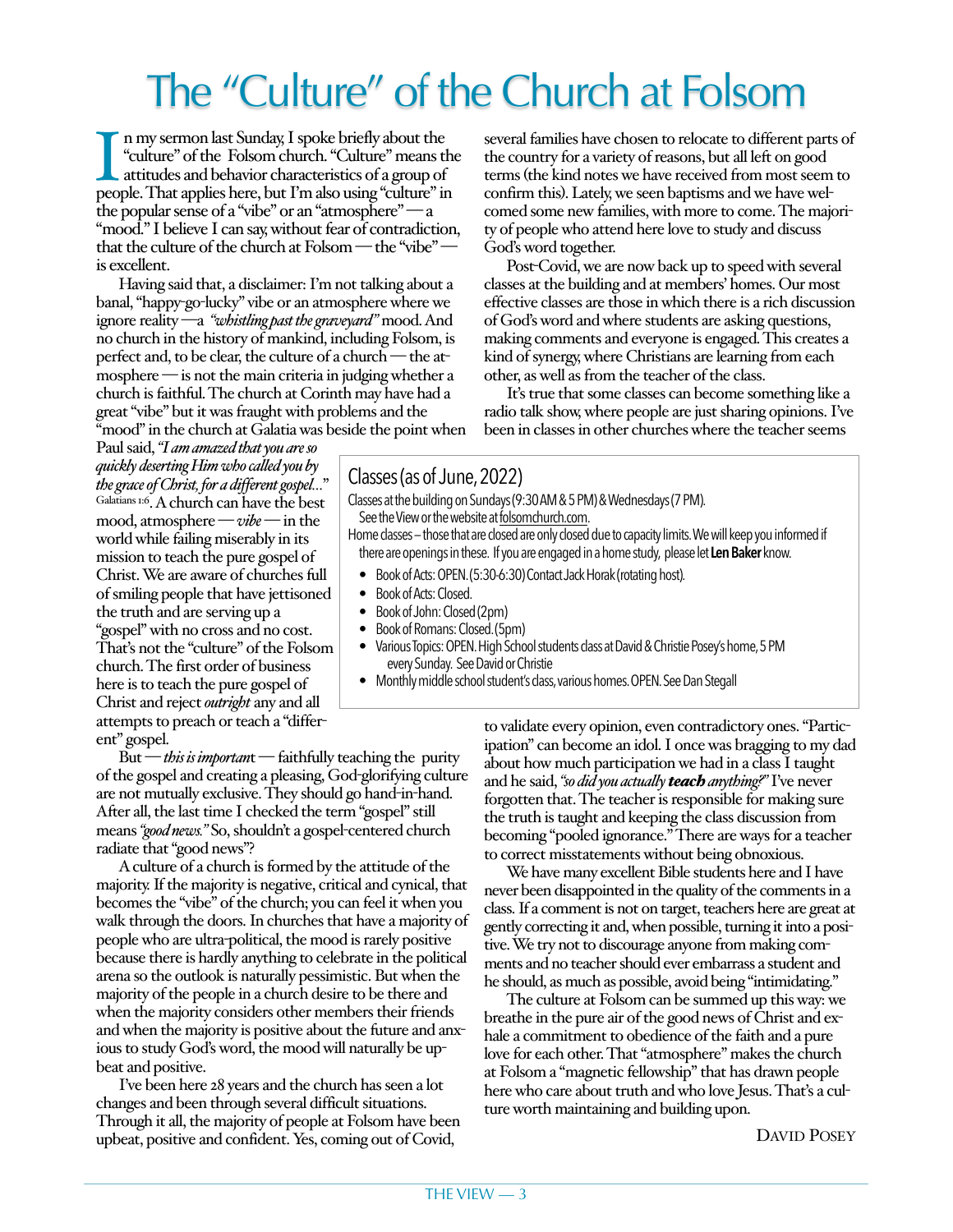# The "Culture" of the Church at Folsom

In my sermon last Sunday, I spoke briefly about the "culture" of the Folsom church. "Culture" means the attitudes and behavior characteristics of a group of people. That applies here, but I'm also using "culture" in the popular sense of a "vibe" or an "atmosphere" — a "mood." I believe I can say, without fear of contradiction, that the culture of the church at Folsom — the "vibe" — is excellent.

Having said that, a disclaimer: I'm not talking about a banal, "happy-go-lucky" vibe or an atmosphere where we ignore reality — a *"whistling past the graveyard"* mood. And no church in the history of mankind, including Folsom, is perfect and, to be clear, the culture of a church — the atmosphere — is not the main criteria in judging whether a church is faithful. The church at Corinth may have had a great "vibe" but it was fraught with problems and the "mood" in the church at Galatia was beside the point when Paul said, *"I am amazed that you are so quickly deserting Him who called you by the grace of Christ, for a different gospel…"* Galatians 1:6. A church can have the best mood, atmosphere — *vibe* — in the world while failing miserably in its mission to teach the pure gospel of Christ. We are aware of churches full of smiling people that have jettisoned the truth and are serving up a "gospel" with no cross and no cost. That's not the "culture" of the Folsom church. The first order of business here is to teach the pure gospel of Christ and reject *outright* any and all attempts to preach or teach a "different" gospel.

But — *this is important* — faithfully teaching the purity of the gospel and creating a pleasing, God-glorifying culture are not mutually exclusive. They should go hand-in-hand. After all, the last time I checked the term "gospel" still means *"good news."* So, shouldn't a gospel-centered church radiate that "good news"?

A culture of a church is formed by the attitude of the majority. If the majority is negative, critical and cynical, that becomes the "vibe" of the church; you can feel it when you walk through the doors. In churches that have a majority of people who are ultra-political, the mood is rarely positive because there is hardly anything to celebrate in the political arena so the outlook is naturally pessimistic. But when the majority of the people in a church desire to be there and when the majority considers other members their friends and when the majority is positive about the future and anxious to study God's word, the mood will naturally be upbeat and positive.

I've been here 28 years and the church has seen a lot changes and been through several difficult situations. Through it all, the majority of people at Folsom have been upbeat, positive and confident. Yes, coming out of Covid, several families have chosen to relocate to different parts of the country for a variety of reasons, but all left on good terms (the kind notes we have received from most seem to confirm this). Lately, we seen baptisms and we have welcomed some new families, with more to come. The majority of people who attend here love to study and discuss God's word together.

Post-Covid, we are now back up to speed with several classes at the building and at members' homes. Our most effective classes are those in which there is a rich discussion of God's word and where students are asking questions, making comments and everyone is engaged. This creates a kind of synergy, where Christians are learning from each other, as well as from the teacher of the class.

It's true that some classes can become something like a radio talk show, where people are just sharing opinions. I've been in classes in other churches where the teacher seems to validate every opinion, even contradictory ones. "Participation" can become an idol. I once was bragging to my dad about how much participation we had in a class I taught and he said, *"so did you actually* ***teach*** *anything?"* I've never forgotten that. The teacher is responsible for making sure the truth is taught and keeping the class discussion from becoming "pooled ignorance." There are ways for a teacher to correct misstatements without being obnoxious.

We have many excellent Bible students here and I have never been disappointed in the quality of the comments in a class. If a comment is not on target, teachers here are great at gently correcting it and, when possible, turning it into a positive. We try not to discourage anyone from making comments and no teacher should ever embarrass a student and he should, as much as possible, avoid being "intimidating."

The culture at Folsom can be summed up this way: we breathe in the pure air of the good news of Christ and exhale a commitment to obedience of the faith and a pure love for each other. That "atmosphere" makes the church at Folsom a "magnetic fellowship" that has drawn people here who care about truth and who love Jesus. That's a culture worth maintaining and building upon.

David Posey

## Classes (as of June, 2022)

Classes at the building on Sundays (9:30 AM & 5 PM) & Wednesdays (7 PM). See the View or the website at folsomchurch.com.

Home classes – those that are closed are only closed due to capacity limits. We will keep you informed if there are openings in these. If you are engaged in a home study, please let **Len Baker** know.

- Book of Acts: OPEN. (5:30-6:30) Contact Jack Horak (rotating host).
- Book of Acts: Closed.
- Book of John: Closed (2pm)
- Book of Romans: Closed. (5pm)
- Various Topics: OPEN. High School students class at David & Christie Posey's home, 5 PM every Sunday. See David or Christie
- Monthly middle school student's class, various homes. OPEN. See Dan Stegall